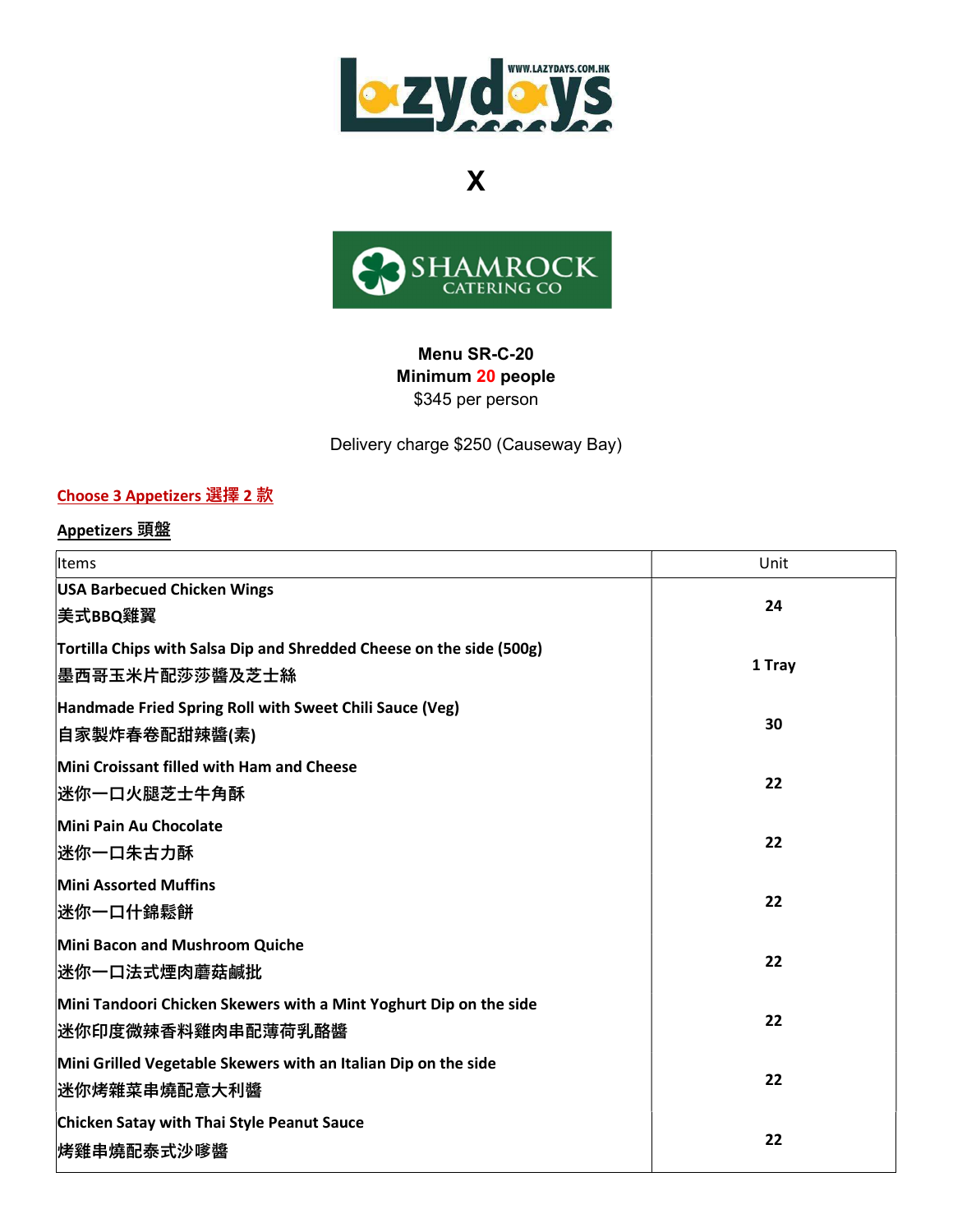Lazydays WWW.LAZYDAYS.COM.HK

X

SHAMROCK CATERING CO

**Menu SR-C-20**
**Minimum 20 people**
$345 per person

Delivery charge $250 (Causeway Bay)

**Choose 3 Appetizers 選擇 2 款**

**Appetizers 頭盤**

| Items | Unit |
|---|---|
| **USA Barbecued Chicken Wings**<br>**美式BBQ雞翼** | **24** |
| **Tortilla Chips with Salsa Dip and Shredded Cheese on the side (500g)**<br>**墨西哥玉米片配莎莎醬及芝士絲** | **1 Tray** |
| **Handmade Fried Spring Roll with Sweet Chili Sauce (Veg)**<br>**自家製炸春卷配甜辣醬(素)** | **30** |
| **Mini Croissant filled with Ham and Cheese**<br>**迷你一口火腿芝士牛角酥** | **22** |
| **Mini Pain Au Chocolate**<br>**迷你一口朱古力酥** | **22** |
| **Mini Assorted Muffins**<br>**迷你一口什錦鬆餅** | **22** |
| **Mini Bacon and Mushroom Quiche**<br>**迷你一口法式煙肉蘑菇鹹批** | **22** |
| **Mini Tandoori Chicken Skewers with a Mint Yoghurt Dip on the side**<br>**迷你印度微辣香料雞肉串配薄荷乳酪醬** | **22** |
| **Mini Grilled Vegetable Skewers with an Italian Dip on the side**<br>**迷你烤雜菜串燒配意大利醬** | **22** |
| **Chicken Satay with Thai Style Peanut Sauce**<br>**烤雞串燒配泰式沙嗲醬** | **22** |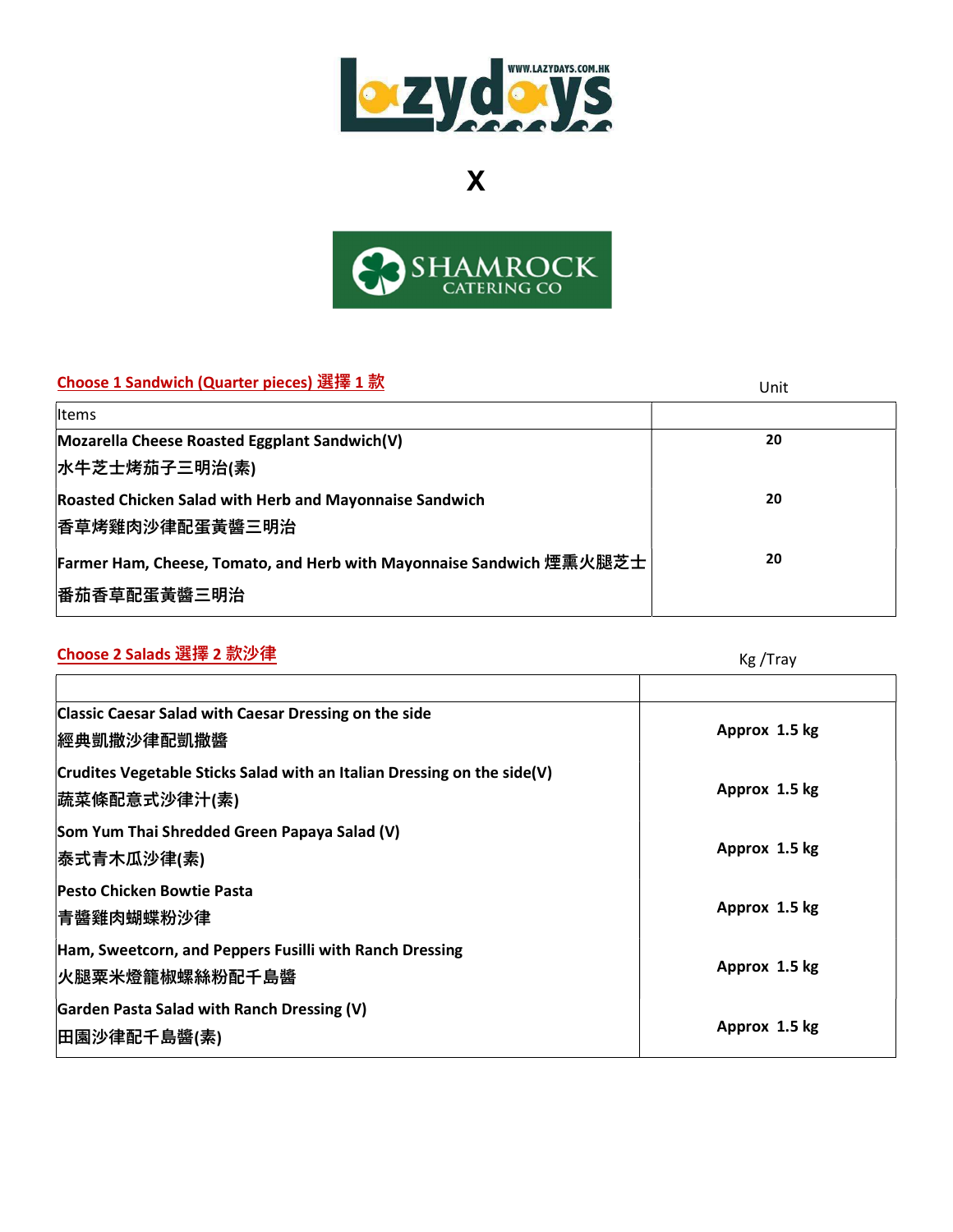Lazydays WWW.LAZYDAYS.COM.HK

X

SHAMROCK CATERING CO

## Choose 1 Sandwich (Quarter pieces) 選擇 1 款

| Items | Unit |
| --- | --- |
| Mozarella Cheese Roasted Eggplant Sandwich(V)<br>水牛芝士烤茄子三明治(素) | 20 |
| Roasted Chicken Salad with Herb and Mayonnaise Sandwich<br>香草烤雞肉沙律配蛋黃醬三明治 | 20 |
| Farmer Ham, Cheese, Tomato, and Herb with Mayonnaise Sandwich 煙熏火腿芝士番茄香草配蛋黃醬三明治 | 20 |

## Choose 2 Salads 選擇 2 款沙律

| | Kg /Tray |
| --- | --- |
| Classic Caesar Salad with Caesar Dressing on the side<br>經典凱撒沙律配凱撒醬 | Approx 1.5 kg |
| Crudites Vegetable Sticks Salad with an Italian Dressing on the side(V)<br>蔬菜條配意式沙律汁(素) | Approx 1.5 kg |
| Som Yum Thai Shredded Green Papaya Salad (V)<br>泰式青木瓜沙律(素) | Approx 1.5 kg |
| Pesto Chicken Bowtie Pasta<br>青醬雞肉蝴蝶粉沙律 | Approx 1.5 kg |
| Ham, Sweetcorn, and Peppers Fusilli with Ranch Dressing<br>火腿粟米燈籠椒螺絲粉配千島醬 | Approx 1.5 kg |
| Garden Pasta Salad with Ranch Dressing (V)<br>田園沙律配千島醬(素) | Approx 1.5 kg |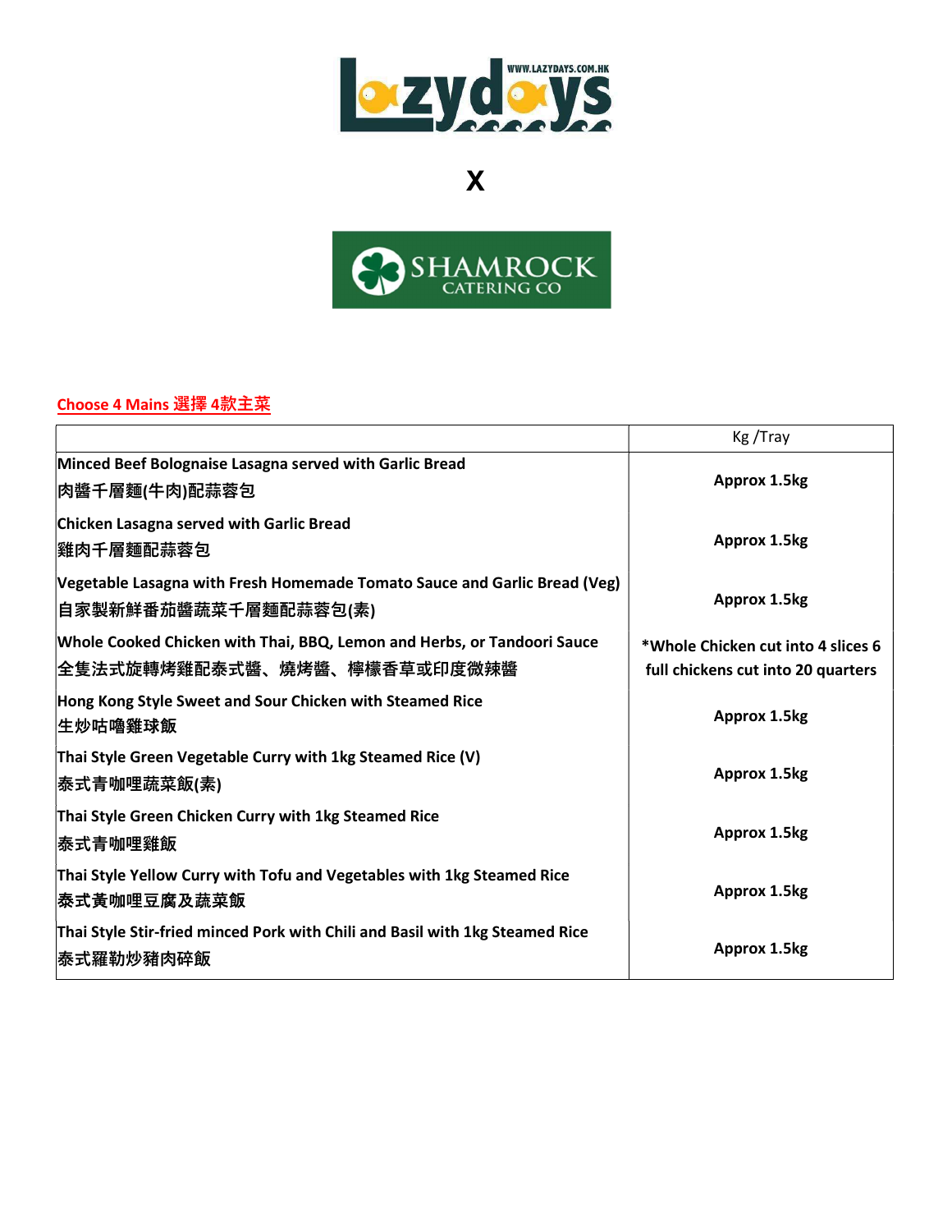Lazydays x Shamrock Catering Co

**Choose 4 Mains 選擇 4款主菜**

| | Kg /Tray |
|---|---|
| **Minced Beef Bolognaise Lasagna served with Garlic Bread**<br>**肉醬千層麵(牛肉)配蒜蓉包** | **Approx 1.5kg** |
| **Chicken Lasagna served with Garlic Bread**<br>**雞肉千層麵配蒜蓉包** | **Approx 1.5kg** |
| **Vegetable Lasagna with Fresh Homemade Tomato Sauce and Garlic Bread (Veg)**<br>**自家製新鮮番茄醬蔬菜千層麵配蒜蓉包(素)** | **Approx 1.5kg** |
| **Whole Cooked Chicken with Thai, BBQ, Lemon and Herbs, or Tandoori Sauce**<br>**全隻法式旋轉烤雞配泰式醬、燒烤醬、檸檬香草或印度微辣醬** | **\*Whole Chicken cut into 4 slices 6 full chickens cut into 20 quarters** |
| **Hong Kong Style Sweet and Sour Chicken with Steamed Rice**<br>**生炒咕嚕雞球飯** | **Approx 1.5kg** |
| **Thai Style Green Vegetable Curry with 1kg Steamed Rice (V)**<br>**泰式青咖哩蔬菜飯(素)** | **Approx 1.5kg** |
| **Thai Style Green Chicken Curry with 1kg Steamed Rice**<br>**泰式青咖哩雞飯** | **Approx 1.5kg** |
| **Thai Style Yellow Curry with Tofu and Vegetables with 1kg Steamed Rice**<br>**泰式黃咖哩豆腐及蔬菜飯** | **Approx 1.5kg** |
| **Thai Style Stir-fried minced Pork with Chili and Basil with 1kg Steamed Rice**<br>**泰式羅勒炒豬肉碎飯** | **Approx 1.5kg** |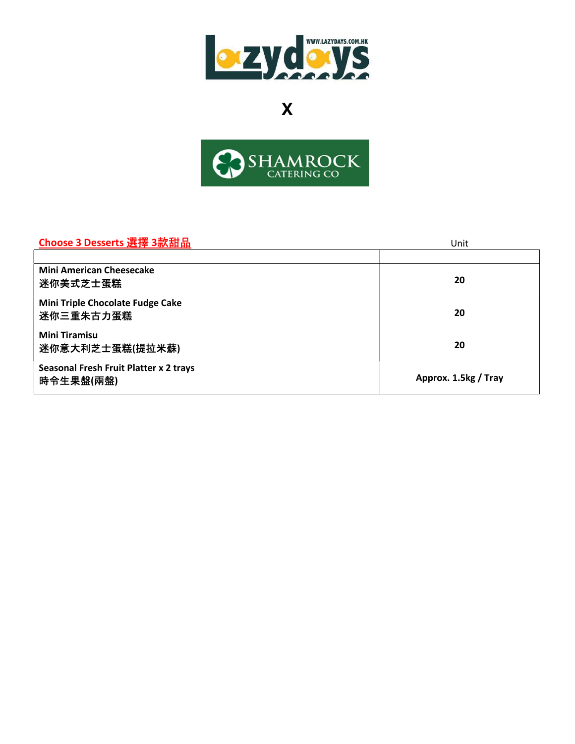Lazydays WWW.LAZYDAYS.COM.HK

X

SHAMROCK CATERING CO

**Choose 3 Desserts 選擇 3款甜品**

| | Unit |
|---|---|
| **Mini American Cheesecake**<br>**迷你美式芝士蛋糕** | **20** |
| **Mini Triple Chocolate Fudge Cake**<br>**迷你三重朱古力蛋糕** | **20** |
| **Mini Tiramisu**<br>**迷你意大利芝士蛋糕(提拉米蘇)** | **20** |
| **Seasonal Fresh Fruit Platter x 2 trays**<br>**時令生果盤(兩盤)** | **Approx. 1.5kg / Tray** |